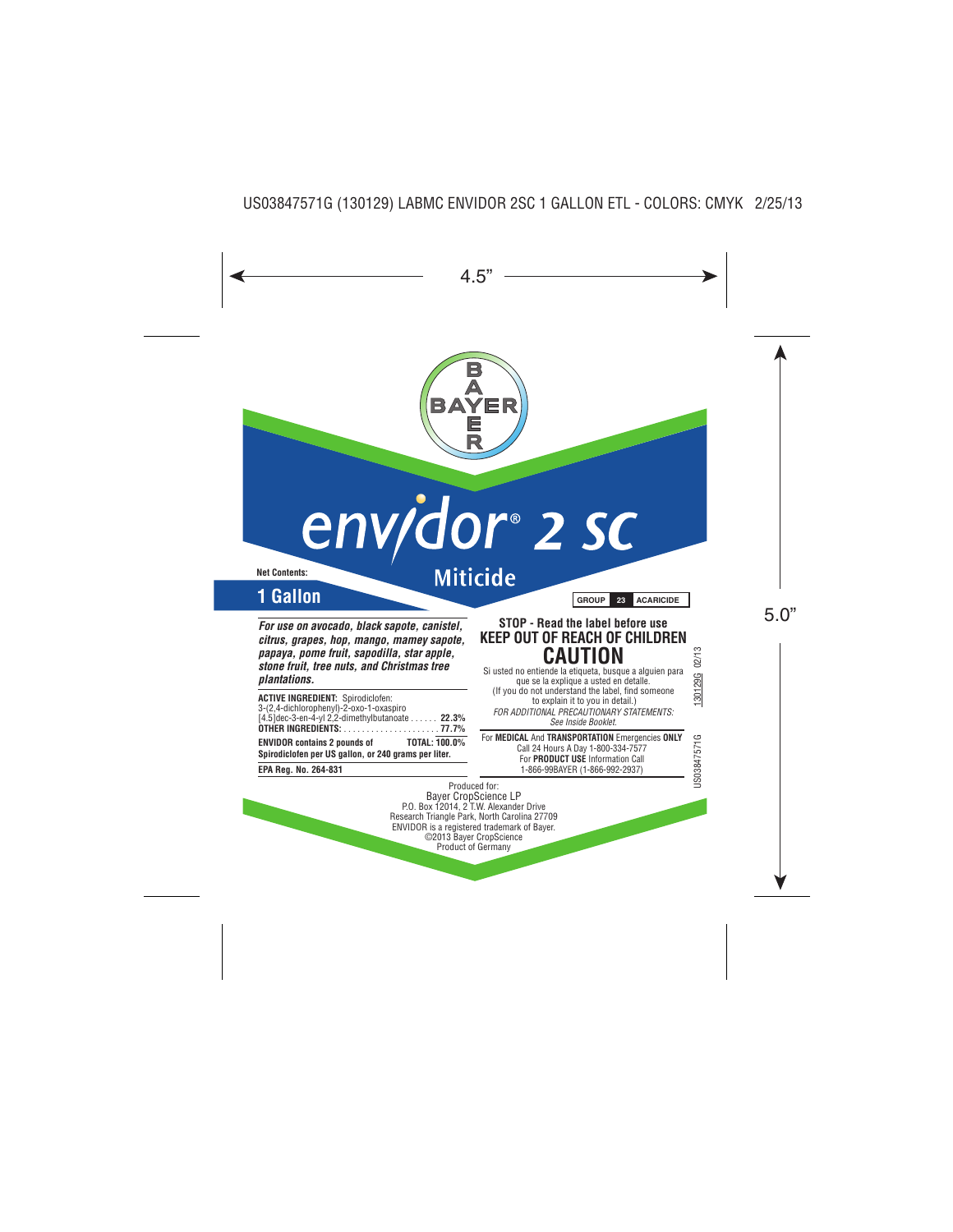US03847571G (130129) LABMC ENVIDOR 2SC 1 GALLON ETL - COLORS: CMYK 2/25/13

4.5"

5.0"

BAYER

# envidor® 2 SC

## Miticide

**Net Contents:**

## 1 Gallon

**GROUP 23 ACARICIDE**

***For use on avocado, black sapote, canistel, citrus, grapes, hop, mango, mamey sapote, papaya, pome fruit, sapodilla, star apple, stone fruit, tree nuts, and Christmas tree plantations.***

**ACTIVE INGREDIENT:** Spirodiclofen:
3-(2,4-dichlorophenyl)-2-oxo-1-oxaspiro
[4.5]dec-3-en-4-yl 2,2-dimethylbutanoate . . . . . . **22.3%**
**OTHER INGREDIENTS:** . . . . . . . . . . . . . . . . . . . . . **77.7%**
**TOTAL: 100.0%**

**ENVIDOR contains 2 pounds of Spirodiclofen per US gallon, or 240 grams per liter.**

**EPA Reg. No. 264-831**

### STOP - Read the label before use
### KEEP OUT OF REACH OF CHILDREN
# CAUTION

Si usted no entiende la etiqueta, busque a alguien para que se la explique a usted en detalle.
(If you do not understand the label, find someone to explain it to you in detail.)

*FOR ADDITIONAL PRECAUTIONARY STATEMENTS: See Inside Booklet.*

For **MEDICAL** And **TRANSPORTATION** Emergencies **ONLY**
Call 24 Hours A Day 1-800-334-7577
For **PRODUCT USE** Information Call
1-866-99BAYER (1-866-992-2937)

130129G 02/13

US03847571G

Produced for:
Bayer CropScience LP
P.O. Box 12014, 2 T.W. Alexander Drive
Research Triangle Park, North Carolina 27709
ENVIDOR is a registered trademark of Bayer.
©2013 Bayer CropScience
Product of Germany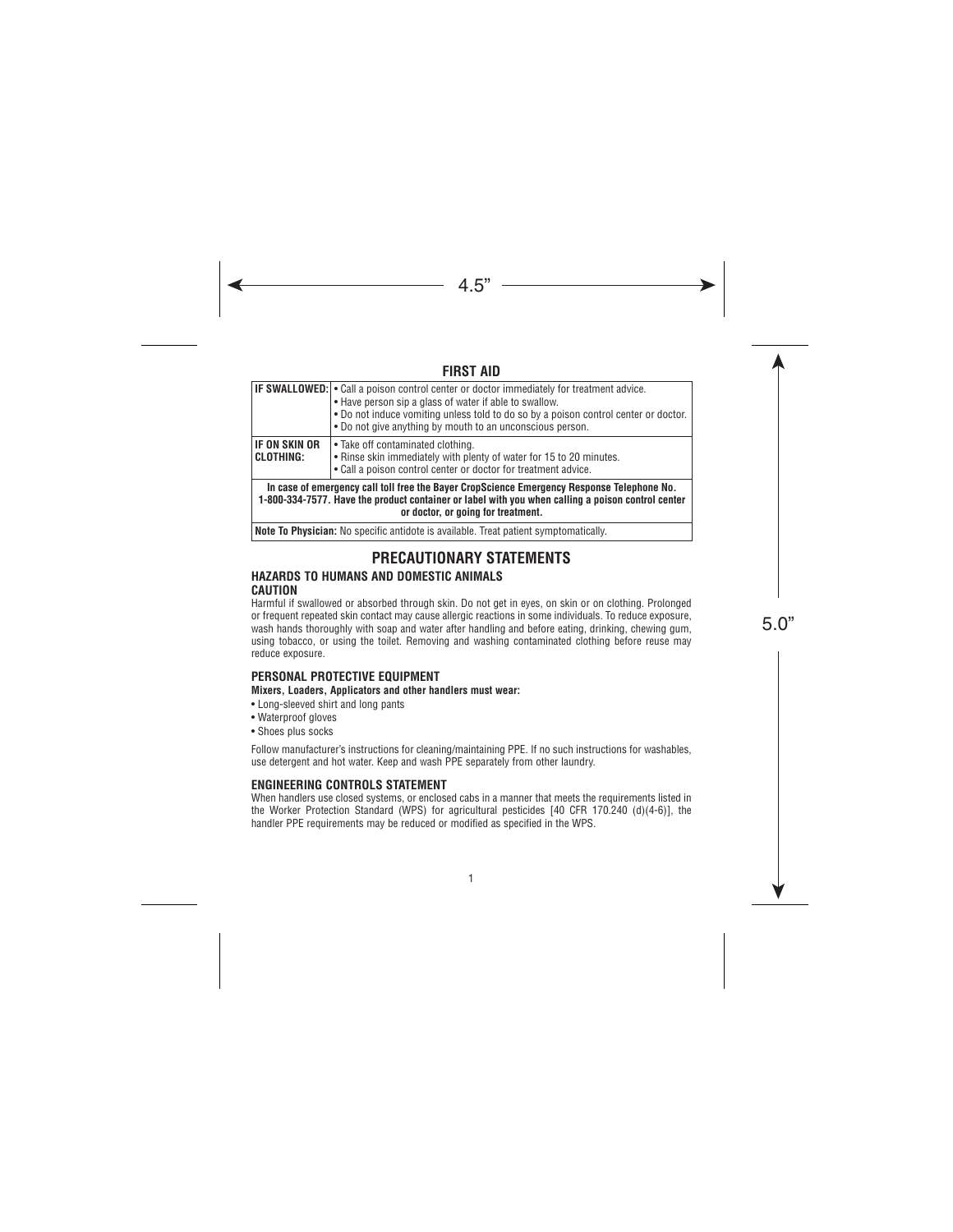## FIRST AID

| | |
|---|---|
| **IF SWALLOWED:** | • Call a poison control center or doctor immediately for treatment advice.<br>• Have person sip a glass of water if able to swallow.<br>• Do not induce vomiting unless told to do so by a poison control center or doctor.<br>• Do not give anything by mouth to an unconscious person. |
| **IF ON SKIN OR CLOTHING:** | • Take off contaminated clothing.<br>• Rinse skin immediately with plenty of water for 15 to 20 minutes.<br>• Call a poison control center or doctor for treatment advice. |
| **In case of emergency call toll free the Bayer CropScience Emergency Response Telephone No. 1-800-334-7577. Have the product container or label with you when calling a poison control center or doctor, or going for treatment.** | |
| **Note To Physician:** No specific antidote is available. Treat patient symptomatically. | |

# PRECAUTIONARY STATEMENTS

### HAZARDS TO HUMANS AND DOMESTIC ANIMALS

**CAUTION**

Harmful if swallowed or absorbed through skin. Do not get in eyes, on skin or on clothing. Prolonged or frequent repeated skin contact may cause allergic reactions in some individuals. To reduce exposure, wash hands thoroughly with soap and water after handling and before eating, drinking, chewing gum, using tobacco, or using the toilet. Removing and washing contaminated clothing before reuse may reduce exposure.

### PERSONAL PROTECTIVE EQUIPMENT

**Mixers, Loaders, Applicators and other handlers must wear:**

- Long-sleeved shirt and long pants
- Waterproof gloves
- Shoes plus socks

Follow manufacturer's instructions for cleaning/maintaining PPE. If no such instructions for washables, use detergent and hot water. Keep and wash PPE separately from other laundry.

### ENGINEERING CONTROLS STATEMENT

When handlers use closed systems, or enclosed cabs in a manner that meets the requirements listed in the Worker Protection Standard (WPS) for agricultural pesticides [40 CFR 170.240 (d)(4-6)], the handler PPE requirements may be reduced or modified as specified in the WPS.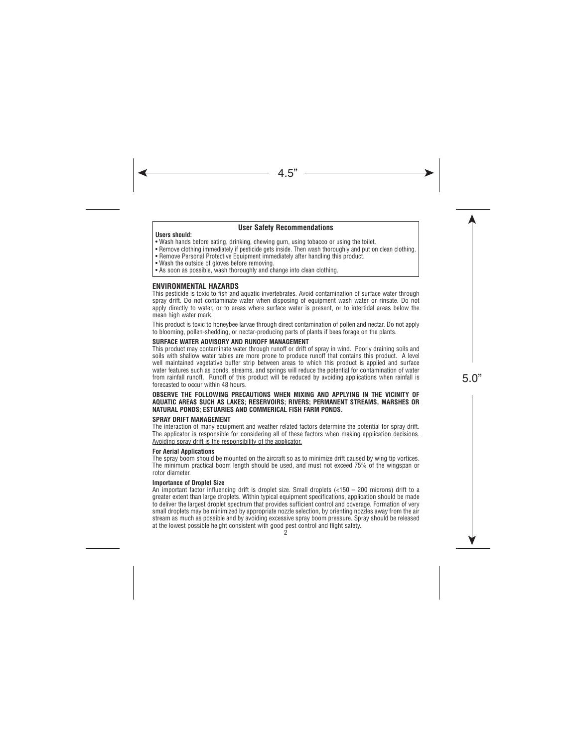## User Safety Recommendations

**Users should:**

- Wash hands before eating, drinking, chewing gum, using tobacco or using the toilet.
- Remove clothing immediately if pesticide gets inside. Then wash thoroughly and put on clean clothing.
- Remove Personal Protective Equipment immediately after handling this product.
- Wash the outside of gloves before removing.
- As soon as possible, wash thoroughly and change into clean clothing.

## ENVIRONMENTAL HAZARDS

This pesticide is toxic to fish and aquatic invertebrates. Avoid contamination of surface water through spray drift. Do not contaminate water when disposing of equipment wash water or rinsate. Do not apply directly to water, or to areas where surface water is present, or to intertidal areas below the mean high water mark.

This product is toxic to honeybee larvae through direct contamination of pollen and nectar. Do not apply to blooming, pollen-shedding, or nectar-producing parts of plants if bees forage on the plants.

### SURFACE WATER ADVISORY AND RUNOFF MANAGEMENT

This product may contaminate water through runoff or drift of spray in wind. Poorly draining soils and soils with shallow water tables are more prone to produce runoff that contains this product. A level well maintained vegetative buffer strip between areas to which this product is applied and surface water features such as ponds, streams, and springs will reduce the potential for contamination of water from rainfall runoff. Runoff of this product will be reduced by avoiding applications when rainfall is forecasted to occur within 48 hours.

**OBSERVE THE FOLLOWING PRECAUTIONS WHEN MIXING AND APPLYING IN THE VICINITY OF AQUATIC AREAS SUCH AS LAKES; RESERVOIRS; RIVERS; PERMANENT STREAMS, MARSHES OR NATURAL PONDS; ESTUARIES AND COMMERICAL FISH FARM PONDS.**

### SPRAY DRIFT MANAGEMENT

The interaction of many equipment and weather related factors determine the potential for spray drift. The applicator is responsible for considering all of these factors when making application decisions. Avoiding spray drift is the responsibility of the applicator.

#### For Aerial Applications

The spray boom should be mounted on the aircraft so as to minimize drift caused by wing tip vortices. The minimum practical boom length should be used, and must not exceed 75% of the wingspan or rotor diameter.

#### Importance of Droplet Size

An important factor influencing drift is droplet size. Small droplets (<150 – 200 microns) drift to a greater extent than large droplets. Within typical equipment specifications, application should be made to deliver the largest droplet spectrum that provides sufficient control and coverage. Formation of very small droplets may be minimized by appropriate nozzle selection, by orienting nozzles away from the air stream as much as possible and by avoiding excessive spray boom pressure. Spray should be released at the lowest possible height consistent with good pest control and flight safety.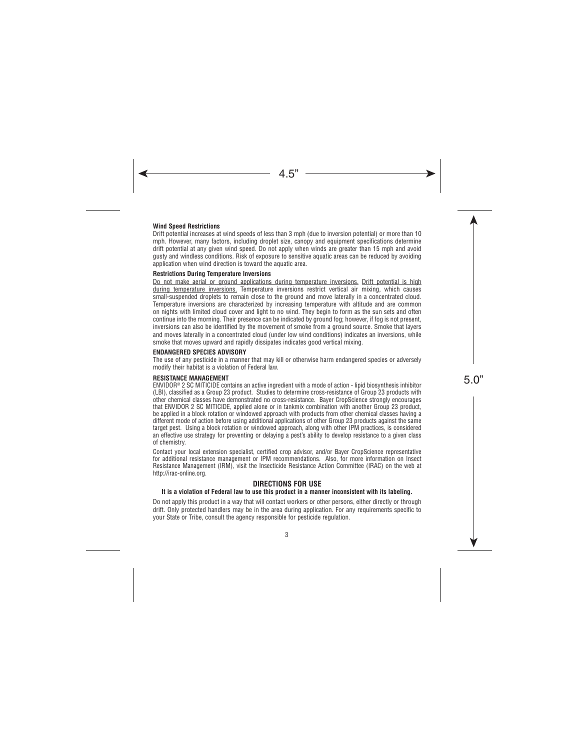**Wind Speed Restrictions**

Drift potential increases at wind speeds of less than 3 mph (due to inversion potential) or more than 10 mph. However, many factors, including droplet size, canopy and equipment specifications determine drift potential at any given wind speed. Do not apply when winds are greater than 15 mph and avoid gusty and windless conditions. Risk of exposure to sensitive aquatic areas can be reduced by avoiding application when wind direction is toward the aquatic area.

**Restrictions During Temperature Inversions**

Do not make aerial or ground applications during temperature inversions. Drift potential is high during temperature inversions. Temperature inversions restrict vertical air mixing, which causes small-suspended droplets to remain close to the ground and move laterally in a concentrated cloud. Temperature inversions are characterized by increasing temperature with altitude and are common on nights with limited cloud cover and light to no wind. They begin to form as the sun sets and often continue into the morning. Their presence can be indicated by ground fog; however, if fog is not present, inversions can also be identified by the movement of smoke from a ground source. Smoke that layers and moves laterally in a concentrated cloud (under low wind conditions) indicates an inversions, while smoke that moves upward and rapidly dissipates indicates good vertical mixing.

**ENDANGERED SPECIES ADVISORY**

The use of any pesticide in a manner that may kill or otherwise harm endangered species or adversely modify their habitat is a violation of Federal law.

**RESISTANCE MANAGEMENT**

ENVIDOR® 2 SC MITICIDE contains an active ingredient with a mode of action - lipid biosynthesis inhibitor (LBI), classified as a Group 23 product. Studies to determine cross-resistance of Group 23 products with other chemical classes have demonstrated no cross-resistance. Bayer CropScience strongly encourages that ENVIDOR 2 SC MITICIDE, applied alone or in tankmix combination with another Group 23 product, be applied in a block rotation or windowed approach with products from other chemical classes having a different mode of action before using additional applications of other Group 23 products against the same target pest. Using a block rotation or windowed approach, along with other IPM practices, is considered an effective use strategy for preventing or delaying a pest's ability to develop resistance to a given class of chemistry.

Contact your local extension specialist, certified crop advisor, and/or Bayer CropScience representative for additional resistance management or IPM recommendations. Also, for more information on Insect Resistance Management (IRM), visit the Insecticide Resistance Action Committee (IRAC) on the web at http://irac-online.org.

## DIRECTIONS FOR USE

**It is a violation of Federal law to use this product in a manner inconsistent with its labeling.**

Do not apply this product in a way that will contact workers or other persons, either directly or through drift. Only protected handlers may be in the area during application. For any requirements specific to your State or Tribe, consult the agency responsible for pesticide regulation.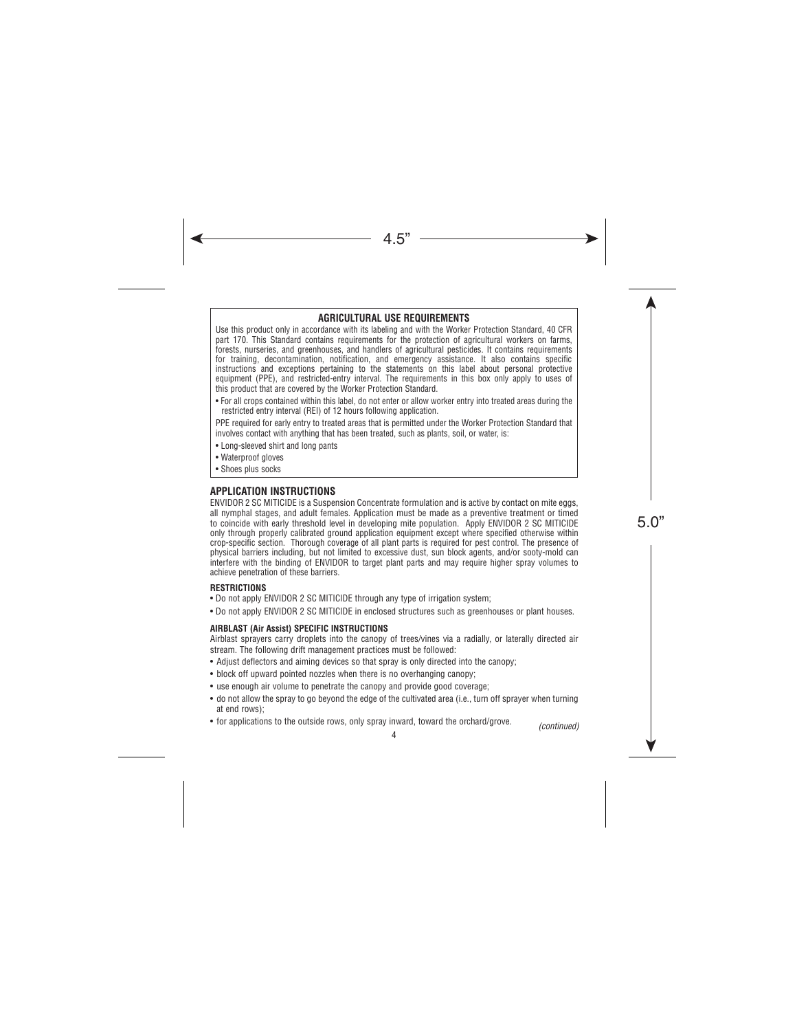## AGRICULTURAL USE REQUIREMENTS

Use this product only in accordance with its labeling and with the Worker Protection Standard, 40 CFR part 170. This Standard contains requirements for the protection of agricultural workers on farms, forests, nurseries, and greenhouses, and handlers of agricultural pesticides. It contains requirements for training, decontamination, notification, and emergency assistance. It also contains specific instructions and exceptions pertaining to the statements on this label about personal protective equipment (PPE), and restricted-entry interval. The requirements in this box only apply to uses of this product that are covered by the Worker Protection Standard.

- For all crops contained within this label, do not enter or allow worker entry into treated areas during the restricted entry interval (REI) of 12 hours following application.

PPE required for early entry to treated areas that is permitted under the Worker Protection Standard that involves contact with anything that has been treated, such as plants, soil, or water, is:

- Long-sleeved shirt and long pants
- Waterproof gloves
- Shoes plus socks

## APPLICATION INSTRUCTIONS

ENVIDOR 2 SC MITICIDE is a Suspension Concentrate formulation and is active by contact on mite eggs, all nymphal stages, and adult females. Application must be made as a preventive treatment or timed to coincide with early threshold level in developing mite population. Apply ENVIDOR 2 SC MITICIDE only through properly calibrated ground application equipment except where specified otherwise within crop-specific section. Thorough coverage of all plant parts is required for pest control. The presence of physical barriers including, but not limited to excessive dust, sun block agents, and/or sooty-mold can interfere with the binding of ENVIDOR to target plant parts and may require higher spray volumes to achieve penetration of these barriers.

### RESTRICTIONS

- Do not apply ENVIDOR 2 SC MITICIDE through any type of irrigation system;
- Do not apply ENVIDOR 2 SC MITICIDE in enclosed structures such as greenhouses or plant houses.

### AIRBLAST (Air Assist) SPECIFIC INSTRUCTIONS

Airblast sprayers carry droplets into the canopy of trees/vines via a radially, or laterally directed air stream. The following drift management practices must be followed:

- Adjust deflectors and aiming devices so that spray is only directed into the canopy;
- block off upward pointed nozzles when there is no overhanging canopy;
- use enough air volume to penetrate the canopy and provide good coverage;
- do not allow the spray to go beyond the edge of the cultivated area (i.e., turn off sprayer when turning at end rows);
- for applications to the outside rows, only spray inward, toward the orchard/grove.

*(continued)*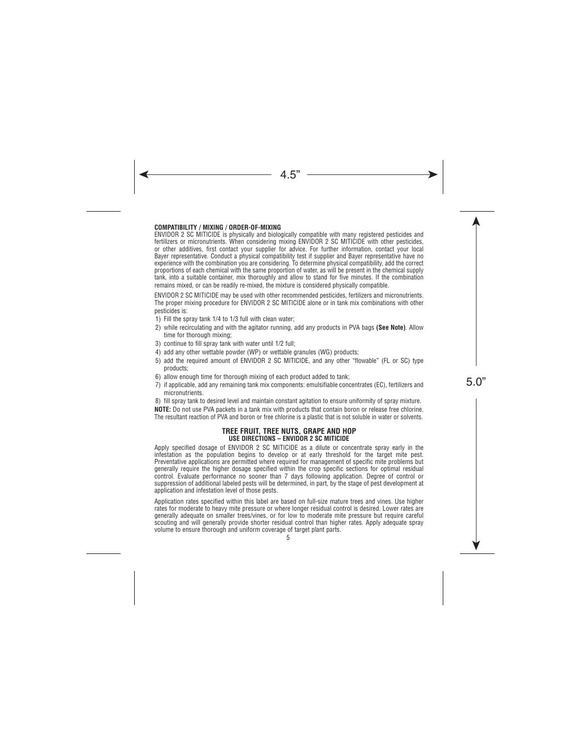**COMPATIBILITY / MIXING / ORDER-OF-MIXING**

ENVIDOR 2 SC MITICIDE is physically and biologically compatible with many registered pesticides and fertilizers or micronutrients. When considering mixing ENVIDOR 2 SC MITICIDE with other pesticides, or other additives, first contact your supplier for advice. For further information, contact your local Bayer representative. Conduct a physical compatibility test if supplier and Bayer representative have no experience with the combination you are considering. To determine physical compatibility, add the correct proportions of each chemical with the same proportion of water, as will be present in the chemical supply tank, into a suitable container, mix thoroughly and allow to stand for five minutes. If the combination remains mixed, or can be readily re-mixed, the mixture is considered physically compatible.

ENVIDOR 2 SC MITICIDE may be used with other recommended pesticides, fertilizers and micronutrients. The proper mixing procedure for ENVIDOR 2 SC MITICIDE alone or in tank mix combinations with other pesticides is:

1) Fill the spray tank 1/4 to 1/3 full with clean water;
2) while recirculating and with the agitator running, add any products in PVA bags **(See Note)**. Allow time for thorough mixing;
3) continue to fill spray tank with water until 1/2 full;
4) add any other wettable powder (WP) or wettable granules (WG) products;
5) add the required amount of ENVIDOR 2 SC MITICIDE, and any other "flowable" (FL or SC) type products;
6) allow enough time for thorough mixing of each product added to tank;
7) if applicable, add any remaining tank mix components: emulsifiable concentrates (EC), fertilizers and micronutrients.
8) fill spray tank to desired level and maintain constant agitation to ensure uniformity of spray mixture.

**NOTE:** Do not use PVA packets in a tank mix with products that contain boron or release free chlorine. The resultant reaction of PVA and boron or free chlorine is a plastic that is not soluble in water or solvents.

## TREE FRUIT, TREE NUTS, GRAPE AND HOP

### USE DIRECTIONS – ENVIDOR 2 SC MITICIDE

Apply specified dosage of ENVIDOR 2 SC MITICIDE as a dilute or concentrate spray early in the infestation as the population begins to develop or at early threshold for the target mite pest. Preventative applications are permitted where required for management of specific mite problems but generally require the higher dosage specified within the crop specific sections for optimal residual control. Evaluate performance no sooner than 7 days following application. Degree of control or suppression of additional labeled pests will be determined, in part, by the stage of pest development at application and infestation level of those pests.

Application rates specified within this label are based on full-size mature trees and vines. Use higher rates for moderate to heavy mite pressure or where longer residual control is desired. Lower rates are generally adequate on smaller trees/vines, or for low to moderate mite pressure but require careful scouting and will generally provide shorter residual control than higher rates. Apply adequate spray volume to ensure thorough and uniform coverage of target plant parts.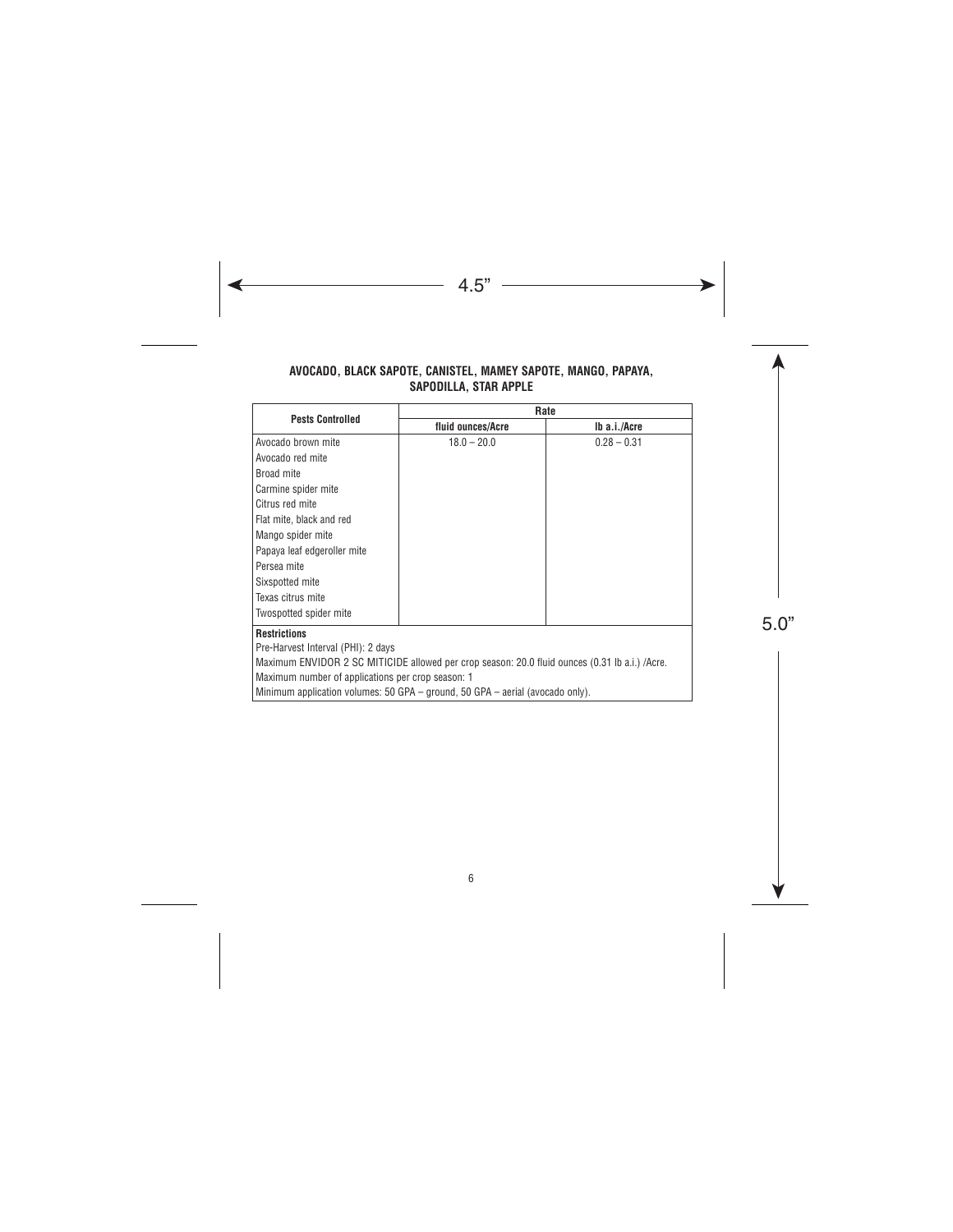### AVOCADO, BLACK SAPOTE, CANISTEL, MAMEY SAPOTE, MANGO, PAPAYA, SAPODILLA, STAR APPLE

| Pests Controlled | Rate | |
|---|---|---|
| | fluid ounces/Acre | lb a.i./Acre |
| Avocado brown mite<br>Avocado red mite<br>Broad mite<br>Carmine spider mite<br>Citrus red mite<br>Flat mite, black and red<br>Mango spider mite<br>Papaya leaf edgeroller mite<br>Persea mite<br>Sixspotted mite<br>Texas citrus mite<br>Twospotted spider mite | 18.0 – 20.0 | 0.28 – 0.31 |

**Restrictions**

Pre-Harvest Interval (PHI): 2 days

Maximum ENVIDOR 2 SC MITICIDE allowed per crop season: 20.0 fluid ounces (0.31 lb a.i.) /Acre.

Maximum number of applications per crop season: 1

Minimum application volumes: 50 GPA – ground, 50 GPA – aerial (avocado only).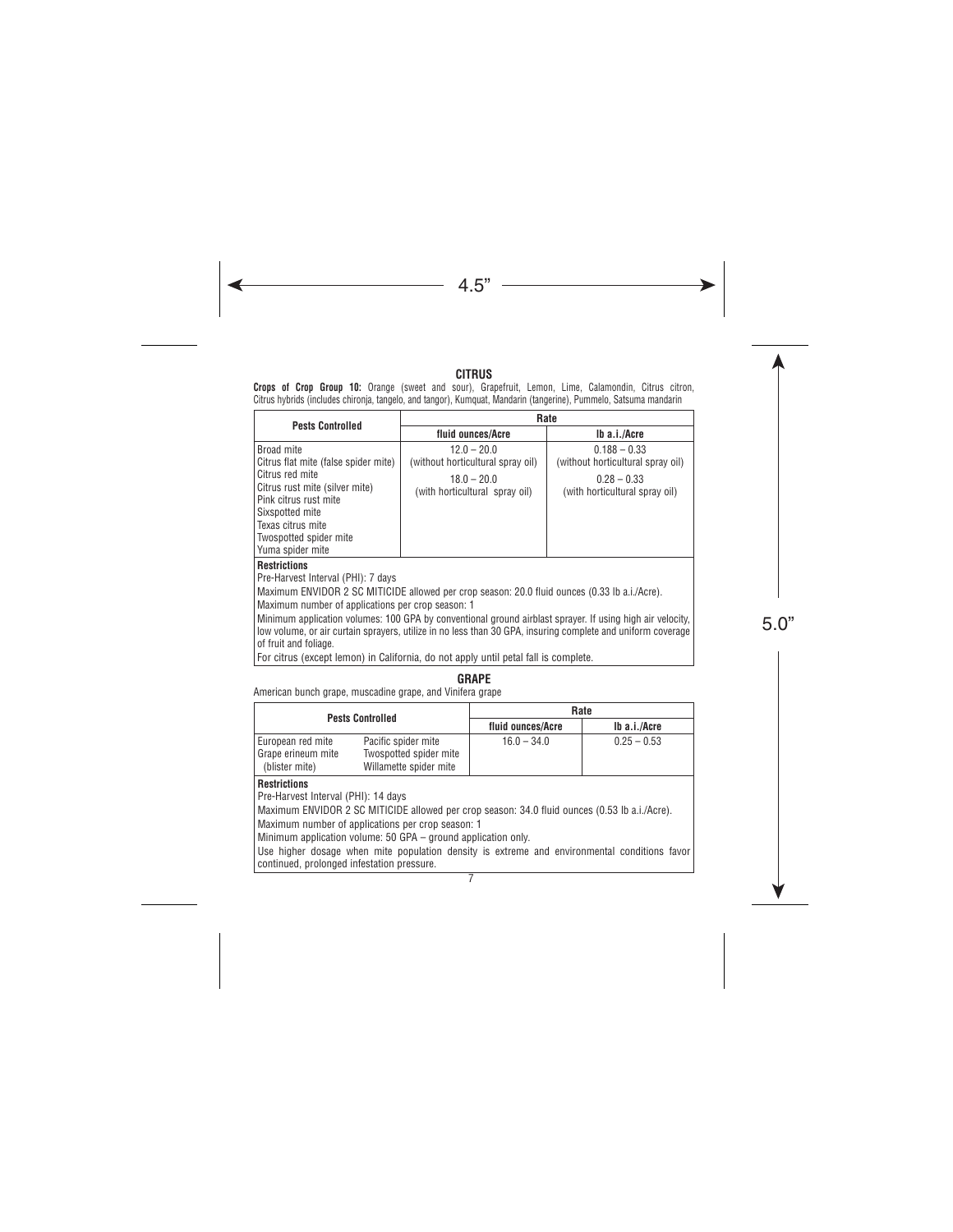## CITRUS

**Crops of Crop Group 10:** Orange (sweet and sour), Grapefruit, Lemon, Lime, Calamondin, Citrus citron, Citrus hybrids (includes chironja, tangelo, and tangor), Kumquat, Mandarin (tangerine), Pummelo, Satsuma mandarin

| Pests Controlled | Rate | |
|---|---|---|
| | **fluid ounces/Acre** | **lb a.i./Acre** |
| Broad mite<br>Citrus flat mite (false spider mite)<br>Citrus red mite<br>Citrus rust mite (silver mite)<br>Pink citrus rust mite<br>Sixspotted mite<br>Texas citrus mite<br>Twospotted spider mite<br>Yuma spider mite | 12.0 – 20.0<br>(without horticultural spray oil)<br>18.0 – 20.0<br>(with horticultural spray oil) | 0.188 – 0.33<br>(without horticultural spray oil)<br>0.28 – 0.33<br>(with horticultural spray oil) |

**Restrictions**

Pre-Harvest Interval (PHI): 7 days

Maximum ENVIDOR 2 SC MITICIDE allowed per crop season: 20.0 fluid ounces (0.33 lb a.i./Acre).

Maximum number of applications per crop season: 1

Minimum application volumes: 100 GPA by conventional ground airblast sprayer. If using high air velocity, low volume, or air curtain sprayers, utilize in no less than 30 GPA, insuring complete and uniform coverage of fruit and foliage.

For citrus (except lemon) in California, do not apply until petal fall is complete.

## GRAPE

American bunch grape, muscadine grape, and Vinifera grape

| Pests Controlled | | Rate | |
|---|---|---|---|
| | | **fluid ounces/Acre** | **lb a.i./Acre** |
| European red mite<br>Grape erineum mite<br>(blister mite) | Pacific spider mite<br>Twospotted spider mite<br>Willamette spider mite | 16.0 – 34.0 | 0.25 – 0.53 |

**Restrictions**

Pre-Harvest Interval (PHI): 14 days

Maximum ENVIDOR 2 SC MITICIDE allowed per crop season: 34.0 fluid ounces (0.53 lb a.i./Acre).

Maximum number of applications per crop season: 1

Minimum application volume: 50 GPA – ground application only.

Use higher dosage when mite population density is extreme and environmental conditions favor continued, prolonged infestation pressure.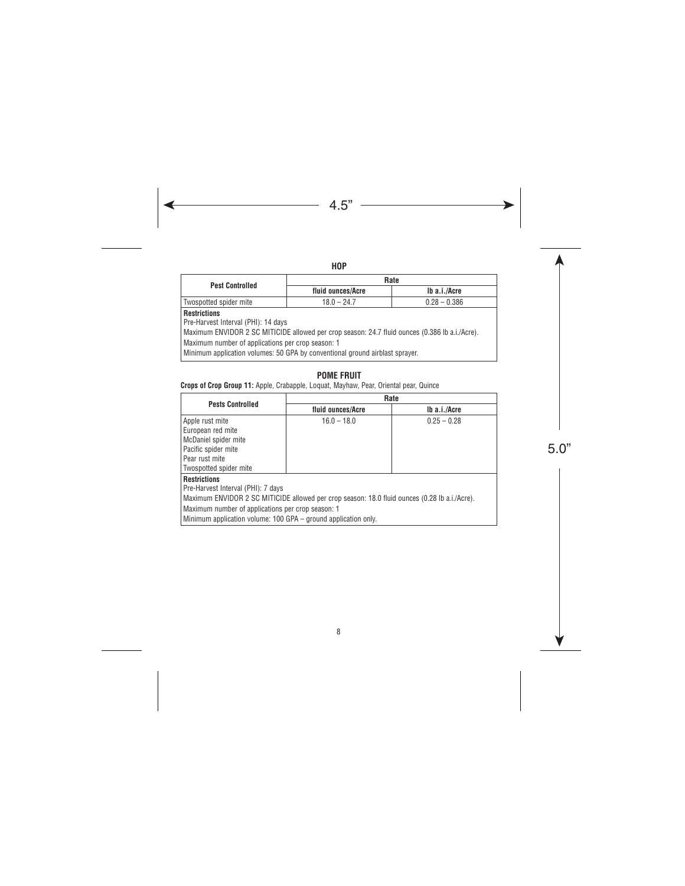## HOP

| Pest Controlled | Rate | |
|---|---|---|
| | fluid ounces/Acre | lb a.i./Acre |
| Twospotted spider mite | 18.0 – 24.7 | 0.28 – 0.386 |

**Restrictions**
Pre-Harvest Interval (PHI): 14 days
Maximum ENVIDOR 2 SC MITICIDE allowed per crop season: 24.7 fluid ounces (0.386 lb a.i./Acre).
Maximum number of applications per crop season: 1
Minimum application volumes: 50 GPA by conventional ground airblast sprayer.

## POME FRUIT

**Crops of Crop Group 11:** Apple, Crabapple, Loquat, Mayhaw, Pear, Oriental pear, Quince

| Pests Controlled | Rate | |
|---|---|---|
| | fluid ounces/Acre | lb a.i./Acre |
| Apple rust mite<br>European red mite<br>McDaniel spider mite<br>Pacific spider mite<br>Pear rust mite<br>Twospotted spider mite | 16.0 – 18.0 | 0.25 – 0.28 |

**Restrictions**
Pre-Harvest Interval (PHI): 7 days
Maximum ENVIDOR 2 SC MITICIDE allowed per crop season: 18.0 fluid ounces (0.28 lb a.i./Acre).
Maximum number of applications per crop season: 1
Minimum application volume: 100 GPA – ground application only.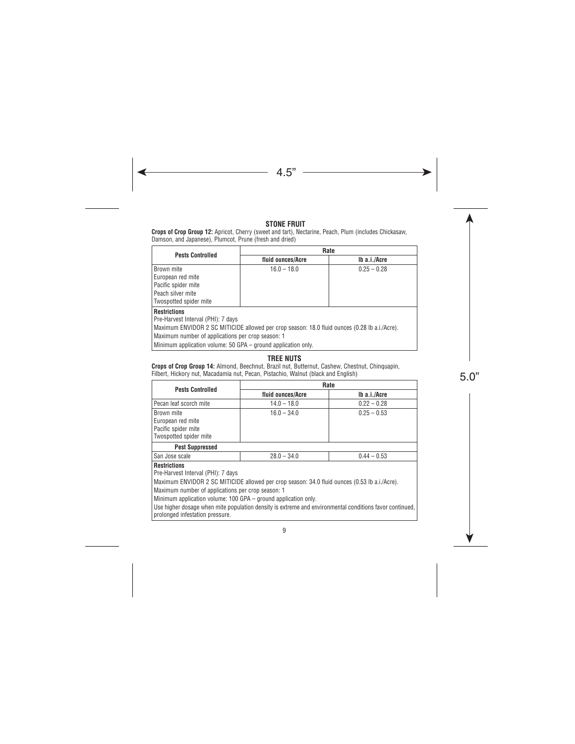## STONE FRUIT

**Crops of Crop Group 12:** Apricot, Cherry (sweet and tart), Nectarine, Peach, Plum (includes Chickasaw, Damson, and Japanese), Plumcot, Prune (fresh and dried)

| Pests Controlled | Rate | |
|---|---|---|
| | **fluid ounces/Acre** | **lb a.i./Acre** |
| Brown mite<br>European red mite<br>Pacific spider mite<br>Peach silver mite<br>Twospotted spider mite | 16.0 – 18.0 | 0.25 – 0.28 |

**Restrictions**

Pre-Harvest Interval (PHI): 7 days

Maximum ENVIDOR 2 SC MITICIDE allowed per crop season: 18.0 fluid ounces (0.28 lb a.i./Acre).

Maximum number of applications per crop season: 1

Minimum application volume: 50 GPA – ground application only.

## TREE NUTS

**Crops of Crop Group 14:** Almond, Beechnut, Brazil nut, Butternut, Cashew, Chestnut, Chinquapin, Filbert, Hickory nut, Macadamia nut, Pecan, Pistachio, Walnut (black and English)

| Pests Controlled | Rate | |
|---|---|---|
| | **fluid ounces/Acre** | **lb a.i./Acre** |
| Pecan leaf scorch mite | 14.0 – 18.0 | 0.22 – 0.28 |
| Brown mite<br>European red mite<br>Pacific spider mite<br>Twospotted spider mite | 16.0 – 34.0 | 0.25 – 0.53 |
| **Pest Suppressed** | | |
| San Jose scale | 28.0 – 34.0 | 0.44 – 0.53 |

**Restrictions**

Pre-Harvest Interval (PHI): 7 days

Maximum ENVIDOR 2 SC MITICIDE allowed per crop season: 34.0 fluid ounces (0.53 lb a.i./Acre).

Maximum number of applications per crop season: 1

Minimum application volume: 100 GPA – ground application only.

Use higher dosage when mite population density is extreme and environmental conditions favor continued, prolonged infestation pressure.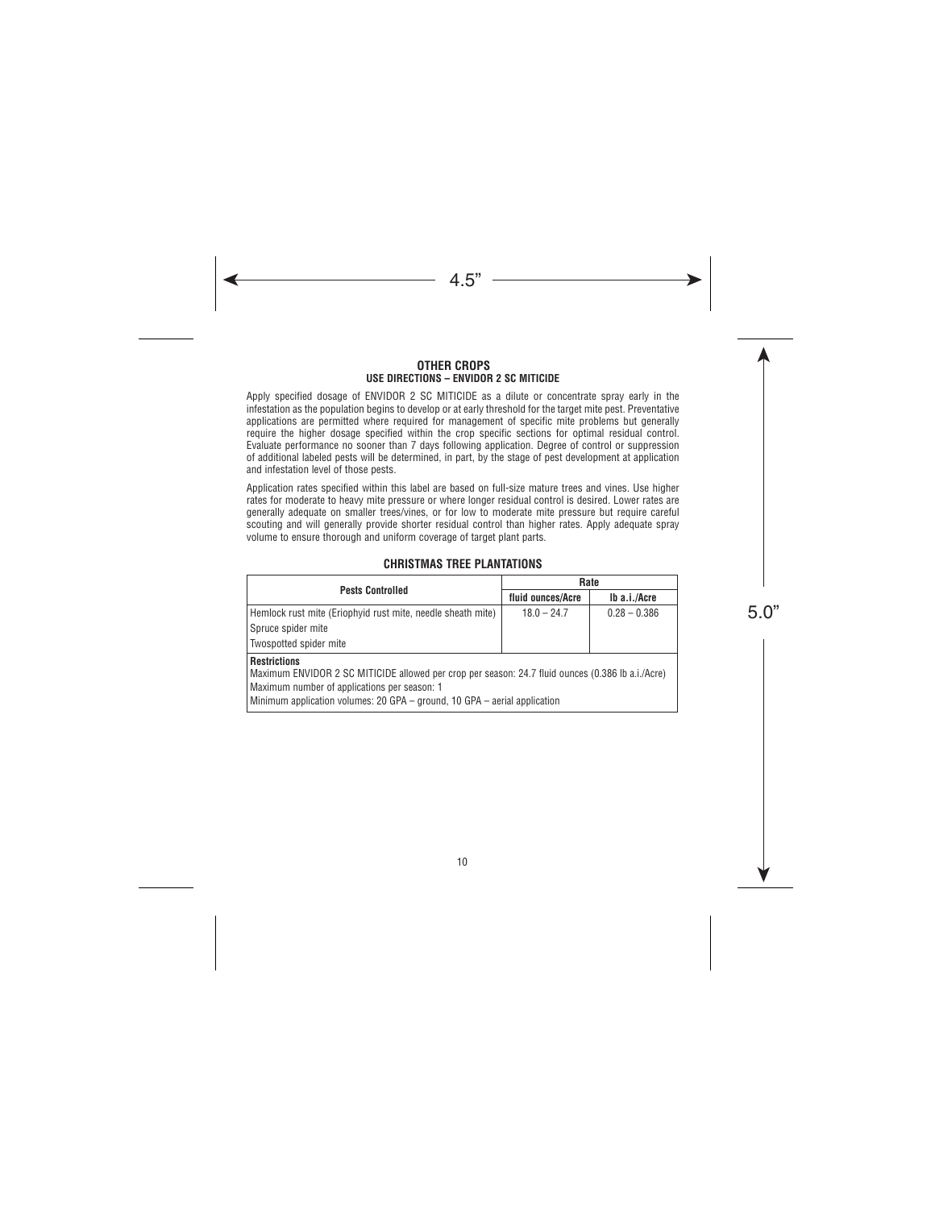## OTHER CROPS
### USE DIRECTIONS – ENVIDOR 2 SC MITICIDE

Apply specified dosage of ENVIDOR 2 SC MITICIDE as a dilute or concentrate spray early in the infestation as the population begins to develop or at early threshold for the target mite pest. Preventative applications are permitted where required for management of specific mite problems but generally require the higher dosage specified within the crop specific sections for optimal residual control. Evaluate performance no sooner than 7 days following application. Degree of control or suppression of additional labeled pests will be determined, in part, by the stage of pest development at application and infestation level of those pests.

Application rates specified within this label are based on full-size mature trees and vines. Use higher rates for moderate to heavy mite pressure or where longer residual control is desired. Lower rates are generally adequate on smaller trees/vines, or for low to moderate mite pressure but require careful scouting and will generally provide shorter residual control than higher rates. Apply adequate spray volume to ensure thorough and uniform coverage of target plant parts.

### CHRISTMAS TREE PLANTATIONS

| Pests Controlled | Rate | |
|---|---|---|
| | fluid ounces/Acre | lb a.i./Acre |
| Hemlock rust mite (Eriophyid rust mite, needle sheath mite) | 18.0 – 24.7 | 0.28 – 0.386 |
| Spruce spider mite | | |
| Twospotted spider mite | | |

**Restrictions**
Maximum ENVIDOR 2 SC MITICIDE allowed per crop per season: 24.7 fluid ounces (0.386 lb a.i./Acre)
Maximum number of applications per season: 1
Minimum application volumes: 20 GPA – ground, 10 GPA – aerial application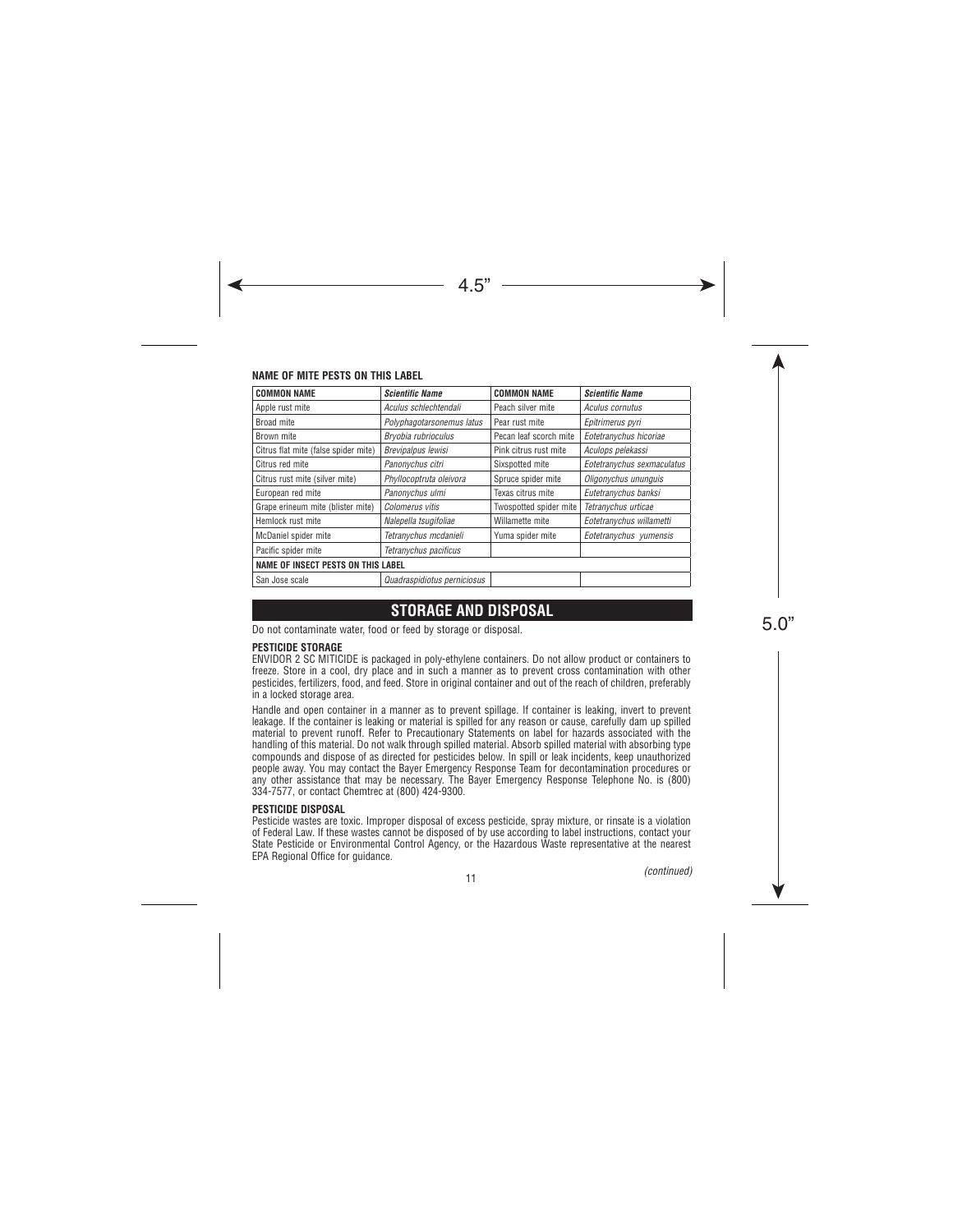**NAME OF MITE PESTS ON THIS LABEL**

| COMMON NAME | *Scientific Name* | COMMON NAME | *Scientific Name* |
|---|---|---|---|
| Apple rust mite | *Aculus schlechtendali* | Peach silver mite | *Aculus cornutus* |
| Broad mite | *Polyphagotarsonemus latus* | Pear rust mite | *Epitrimerus pyri* |
| Brown mite | *Bryobia rubrioculus* | Pecan leaf scorch mite | *Eotetranychus hicoriae* |
| Citrus flat mite (false spider mite) | *Brevipalpus lewisi* | Pink citrus rust mite | *Aculops pelekassi* |
| Citrus red mite | *Panonychus citri* | Sixspotted mite | *Eotetranychus sexmaculatus* |
| Citrus rust mite (silver mite) | *Phyllocoptruta oleivora* | Spruce spider mite | *Oligonychus ununguis* |
| European red mite | *Panonychus ulmi* | Texas citrus mite | *Eutetranychus banksi* |
| Grape erineum mite (blister mite) | *Colomerus vitis* | Twospotted spider mite | *Tetranychus urticae* |
| Hemlock rust mite | *Nalepella tsugifoliae* | Willamette mite | *Eotetranychus willametti* |
| McDaniel spider mite | *Tetranychus mcdanieli* | Yuma spider mite | *Eotetranychus yumensis* |
| Pacific spider mite | *Tetranychus pacificus* | | |
| **NAME OF INSECT PESTS ON THIS LABEL** | | | |
| San Jose scale | *Quadraspidiotus perniciosus* | | |

## STORAGE AND DISPOSAL

Do not contaminate water, food or feed by storage or disposal.

**PESTICIDE STORAGE**

ENVIDOR 2 SC MITICIDE is packaged in poly-ethylene containers. Do not allow product or containers to freeze. Store in a cool, dry place and in such a manner as to prevent cross contamination with other pesticides, fertilizers, food, and feed. Store in original container and out of the reach of children, preferably in a locked storage area.

Handle and open container in a manner as to prevent spillage. If container is leaking, invert to prevent leakage. If the container is leaking or material is spilled for any reason or cause, carefully dam up spilled material to prevent runoff. Refer to Precautionary Statements on label for hazards associated with the handling of this material. Do not walk through spilled material. Absorb spilled material with absorbing type compounds and dispose of as directed for pesticides below. In spill or leak incidents, keep unauthorized people away. You may contact the Bayer Emergency Response Team for decontamination procedures or any other assistance that may be necessary. The Bayer Emergency Response Telephone No. is (800) 334-7577, or contact Chemtrec at (800) 424-9300.

**PESTICIDE DISPOSAL**

Pesticide wastes are toxic. Improper disposal of excess pesticide, spray mixture, or rinsate is a violation of Federal Law. If these wastes cannot be disposed of by use according to label instructions, contact your State Pesticide or Environmental Control Agency, or the Hazardous Waste representative at the nearest EPA Regional Office for guidance.

*(continued)*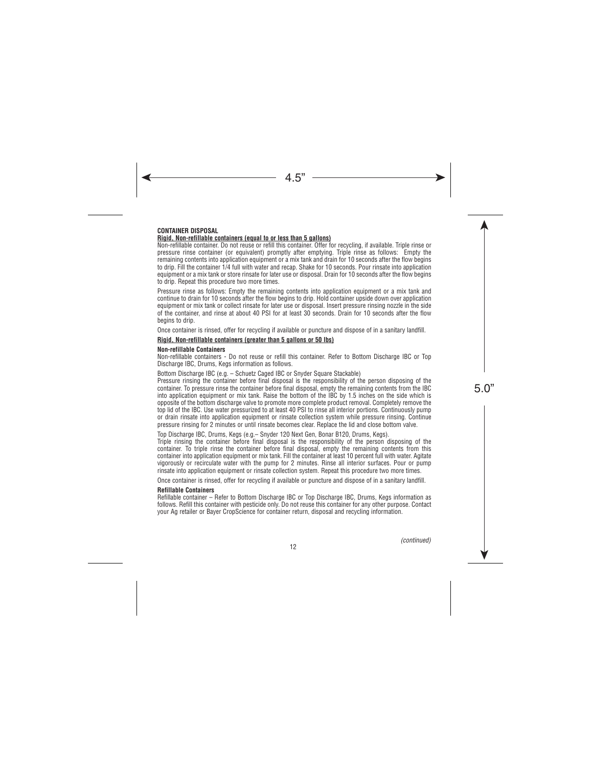**CONTAINER DISPOSAL**

**Rigid, Non-refillable containers (equal to or less than 5 gallons)**

Non-refillable container. Do not reuse or refill this container. Offer for recycling, if available. Triple rinse or pressure rinse container (or equivalent) promptly after emptying. Triple rinse as follows: Empty the remaining contents into application equipment or a mix tank and drain for 10 seconds after the flow begins to drip. Fill the container 1/4 full with water and recap. Shake for 10 seconds. Pour rinsate into application equipment or a mix tank or store rinsate for later use or disposal. Drain for 10 seconds after the flow begins to drip. Repeat this procedure two more times.

Pressure rinse as follows: Empty the remaining contents into application equipment or a mix tank and continue to drain for 10 seconds after the flow begins to drip. Hold container upside down over application equipment or mix tank or collect rinsate for later use or disposal. Insert pressure rinsing nozzle in the side of the container, and rinse at about 40 PSI for at least 30 seconds. Drain for 10 seconds after the flow begins to drip.

Once container is rinsed, offer for recycling if available or puncture and dispose of in a sanitary landfill.

**Rigid, Non-refillable containers (greater than 5 gallons or 50 lbs)**

**Non-refillable Containers**

Non-refillable containers - Do not reuse or refill this container. Refer to Bottom Discharge IBC or Top Discharge IBC, Drums, Kegs information as follows.

Bottom Discharge IBC (e.g. – Schuetz Caged IBC or Snyder Square Stackable)

Pressure rinsing the container before final disposal is the responsibility of the person disposing of the container. To pressure rinse the container before final disposal, empty the remaining contents from the IBC into application equipment or mix tank. Raise the bottom of the IBC by 1.5 inches on the side which is opposite of the bottom discharge valve to promote more complete product removal. Completely remove the top lid of the IBC. Use water pressurized to at least 40 PSI to rinse all interior portions. Continuously pump or drain rinsate into application equipment or rinsate collection system while pressure rinsing. Continue pressure rinsing for 2 minutes or until rinsate becomes clear. Replace the lid and close bottom valve.

Top Discharge IBC, Drums, Kegs (e.g.– Snyder 120 Next Gen, Bonar B120, Drums, Kegs).

Triple rinsing the container before final disposal is the responsibility of the person disposing of the container. To triple rinse the container before final disposal, empty the remaining contents from this container into application equipment or mix tank. Fill the container at least 10 percent full with water. Agitate vigorously or recirculate water with the pump for 2 minutes. Rinse all interior surfaces. Pour or pump rinsate into application equipment or rinsate collection system. Repeat this procedure two more times.

Once container is rinsed, offer for recycling if available or puncture and dispose of in a sanitary landfill.

**Refillable Containers**

Refillable container – Refer to Bottom Discharge IBC or Top Discharge IBC, Drums, Kegs information as follows. Refill this container with pesticide only. Do not reuse this container for any other purpose. Contact your Ag retailer or Bayer CropScience for container return, disposal and recycling information.

*(continued)*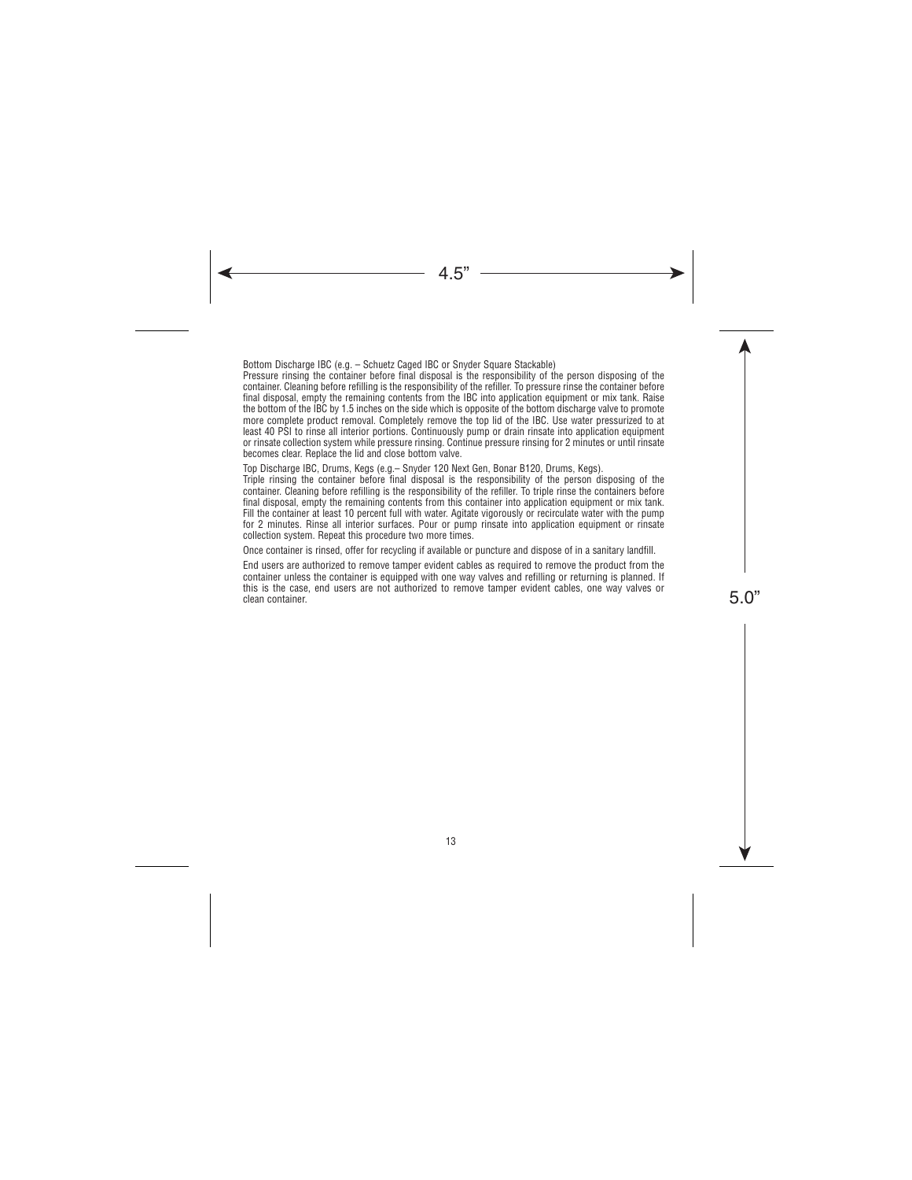Bottom Discharge IBC (e.g. – Schuetz Caged IBC or Snyder Square Stackable)
Pressure rinsing the container before final disposal is the responsibility of the person disposing of the container. Cleaning before refilling is the responsibility of the refiller. To pressure rinse the container before final disposal, empty the remaining contents from the IBC into application equipment or mix tank. Raise the bottom of the IBC by 1.5 inches on the side which is opposite of the bottom discharge valve to promote more complete product removal. Completely remove the top lid of the IBC. Use water pressurized to at least 40 PSI to rinse all interior portions. Continuously pump or drain rinsate into application equipment or rinsate collection system while pressure rinsing. Continue pressure rinsing for 2 minutes or until rinsate becomes clear. Replace the lid and close bottom valve.

Top Discharge IBC, Drums, Kegs (e.g.– Snyder 120 Next Gen, Bonar B120, Drums, Kegs).
Triple rinsing the container before final disposal is the responsibility of the person disposing of the container. Cleaning before refilling is the responsibility of the refiller. To triple rinse the containers before final disposal, empty the remaining contents from this container into application equipment or mix tank. Fill the container at least 10 percent full with water. Agitate vigorously or recirculate water with the pump for 2 minutes. Rinse all interior surfaces. Pour or pump rinsate into application equipment or rinsate collection system. Repeat this procedure two more times.

Once container is rinsed, offer for recycling if available or puncture and dispose of in a sanitary landfill.

End users are authorized to remove tamper evident cables as required to remove the product from the container unless the container is equipped with one way valves and refilling or returning is planned. If this is the case, end users are not authorized to remove tamper evident cables, one way valves or clean container.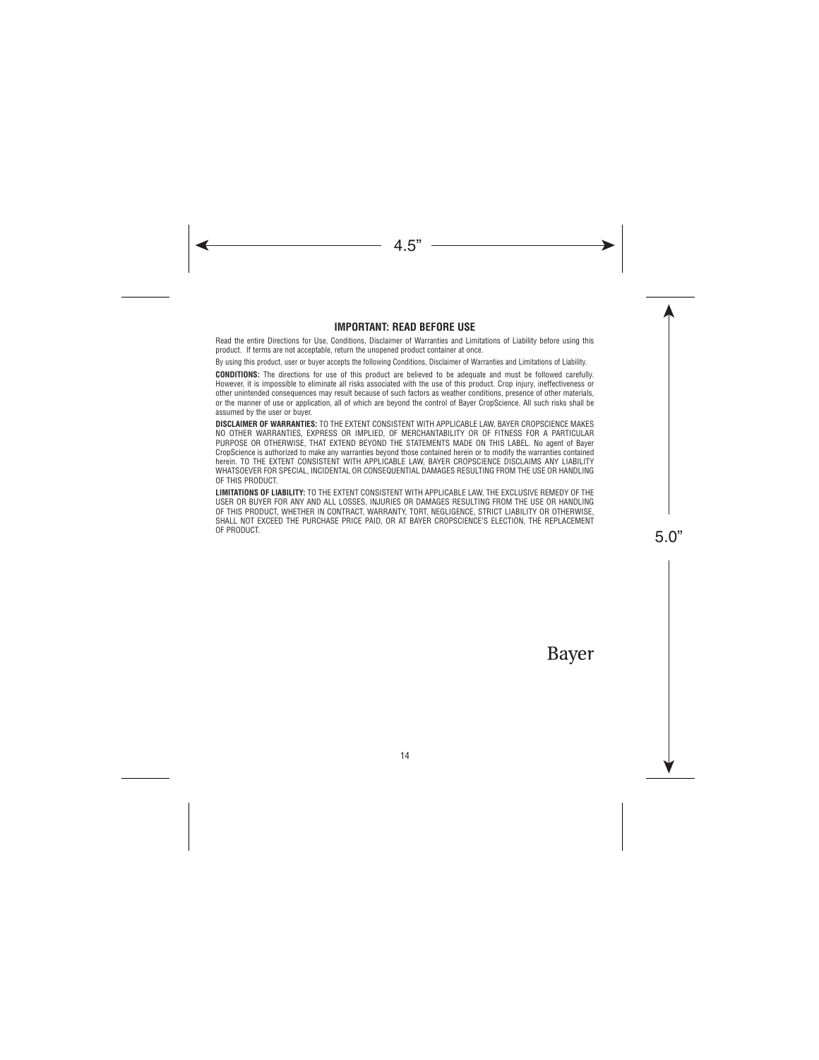## IMPORTANT: READ BEFORE USE

Read the entire Directions for Use, Conditions, Disclaimer of Warranties and Limitations of Liability before using this product. If terms are not acceptable, return the unopened product container at once.

By using this product, user or buyer accepts the following Conditions, Disclaimer of Warranties and Limitations of Liability.

**CONDITIONS:** The directions for use of this product are believed to be adequate and must be followed carefully. However, it is impossible to eliminate all risks associated with the use of this product. Crop injury, ineffectiveness or other unintended consequences may result because of such factors as weather conditions, presence of other materials, or the manner of use or application, all of which are beyond the control of Bayer CropScience. All such risks shall be assumed by the user or buyer.

**DISCLAIMER OF WARRANTIES:** TO THE EXTENT CONSISTENT WITH APPLICABLE LAW, BAYER CROPSCIENCE MAKES NO OTHER WARRANTIES, EXPRESS OR IMPLIED, OF MERCHANTABILITY OR OF FITNESS FOR A PARTICULAR PURPOSE OR OTHERWISE, THAT EXTEND BEYOND THE STATEMENTS MADE ON THIS LABEL. No agent of Bayer CropScience is authorized to make any warranties beyond those contained herein or to modify the warranties contained herein. TO THE EXTENT CONSISTENT WITH APPLICABLE LAW, BAYER CROPSCIENCE DISCLAIMS ANY LIABILITY WHATSOEVER FOR SPECIAL, INCIDENTAL OR CONSEQUENTIAL DAMAGES RESULTING FROM THE USE OR HANDLING OF THIS PRODUCT.

**LIMITATIONS OF LIABILITY:** TO THE EXTENT CONSISTENT WITH APPLICABLE LAW, THE EXCLUSIVE REMEDY OF THE USER OR BUYER FOR ANY AND ALL LOSSES, INJURIES OR DAMAGES RESULTING FROM THE USE OR HANDLING OF THIS PRODUCT, WHETHER IN CONTRACT, WARRANTY, TORT, NEGLIGENCE, STRICT LIABILITY OR OTHERWISE, SHALL NOT EXCEED THE PURCHASE PRICE PAID, OR AT BAYER CROPSCIENCE'S ELECTION, THE REPLACEMENT OF PRODUCT.

Bayer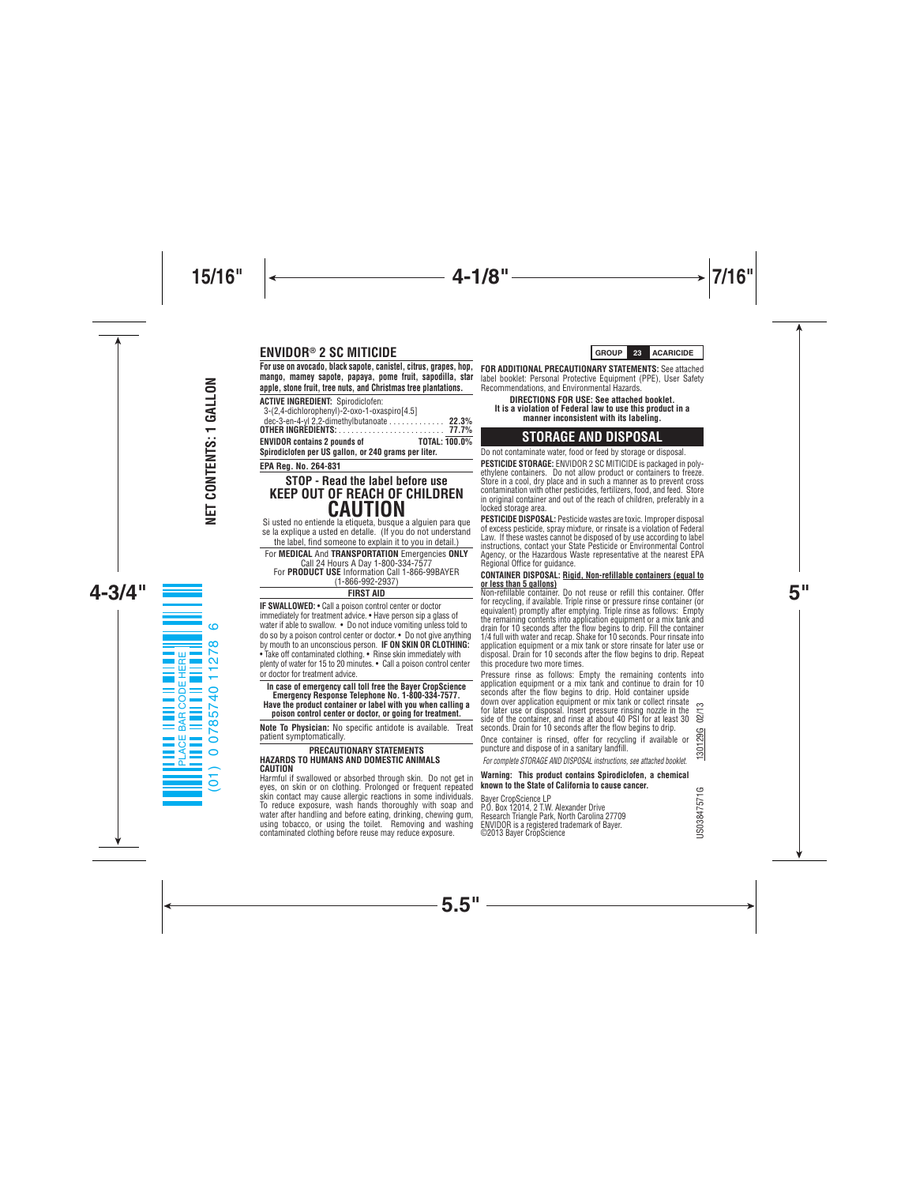15/16" 4-1/8" 7/16"

4-3/4" 5"

**NET CONTENTS: 1 GALLON**

PLACE BAR CODE HERE
(01) 0 0785740 11278 6

## ENVIDOR® 2 SC MITICIDE

**For use on avocado, black sapote, canistel, citrus, grapes, hop, mango, mamey sapote, papaya, pome fruit, sapodilla, star apple, stone fruit, tree nuts, and Christmas tree plantations.**

**ACTIVE INGREDIENT:** Spirodiclofen:
3-(2,4-dichlorophenyl)-2-oxo-1-oxaspiro[4.5] dec-3-en-4-yl 2,2-dimethylbutanoate .............. **22.3%**
**OTHER INGREDIENTS:** .............................. **77.7%**
**ENVIDOR contains 2 pounds of** **TOTAL: 100.0%**
**Spirodiclofen per US gallon, or 240 grams per liter.**

**EPA Reg. No. 264-831**

### STOP - Read the label before use
### KEEP OUT OF REACH OF CHILDREN
# CAUTION

Si usted no entiende la etiqueta, busque a alguien para que se la explique a usted en detalle. (If you do not understand the label, find someone to explain it to you in detail.)

For **MEDICAL** And **TRANSPORTATION** Emergencies **ONLY** Call 24 Hours A Day 1-800-334-7577
For **PRODUCT USE** Information Call 1-866-99BAYER (1-866-992-2937)

**FIRST AID**

**IF SWALLOWED:** • Call a poison control center or doctor immediately for treatment advice. • Have person sip a glass of water if able to swallow. • Do not induce vomiting unless told to do so by a poison control center or doctor. • Do not give anything by mouth to an unconscious person. **IF ON SKIN OR CLOTHING:** • Take off contaminated clothing. • Rinse skin immediately with plenty of water for 15 to 20 minutes. • Call a poison control center or doctor for treatment advice.

**In case of emergency call toll free the Bayer CropScience Emergency Response Telephone No. 1-800-334-7577. Have the product container or label with you when calling a poison control center or doctor, or going for treatment.**

**Note To Physician:** No specific antidote is available. Treat patient symptomatically.

**PRECAUTIONARY STATEMENTS**
**HAZARDS TO HUMANS AND DOMESTIC ANIMALS**
**CAUTION**

Harmful if swallowed or absorbed through skin. Do not get in eyes, on skin or on clothing. Prolonged or frequent repeated skin contact may cause allergic reactions in some individuals. To reduce exposure, wash hands thoroughly with soap and water after handling and before eating, drinking, chewing gum, using tobacco, or using the toilet. Removing and washing contaminated clothing before reuse may reduce exposure.

**GROUP 23 ACARICIDE**

**FOR ADDITIONAL PRECAUTIONARY STATEMENTS:** See attached label booklet: Personal Protective Equipment (PPE), User Safety Recommendations, and Environmental Hazards.

**DIRECTIONS FOR USE: See attached booklet.**
**It is a violation of Federal law to use this product in a manner inconsistent with its labeling.**

## STORAGE AND DISPOSAL

Do not contaminate water, food or feed by storage or disposal.

**PESTICIDE STORAGE:** ENVIDOR 2 SC MITICIDE is packaged in polyethylene containers. Do not allow product or containers to freeze. Store in a cool, dry place and in such a manner as to prevent cross contamination with other pesticides, fertilizers, food, and feed. Store in original container and out of the reach of children, preferably in a locked storage area.

**PESTICIDE DISPOSAL:** Pesticide wastes are toxic. Improper disposal of excess pesticide, spray mixture, or rinsate is a violation of Federal Law. If these wastes cannot be disposed of by use according to label instructions, contact your State Pesticide or Environmental Control Agency, or the Hazardous Waste representative at the nearest EPA Regional Office for guidance.

**CONTAINER DISPOSAL: Rigid, Non-refillable containers (equal to or less than 5 gallons)**
Non-refillable container. Do not reuse or refill this container. Offer for recycling, if available. Triple rinse or pressure rinse container (or equivalent) promptly after emptying. Triple rinse as follows: Empty the remaining contents into application equipment or a mix tank and drain for 10 seconds after the flow begins to drip. Fill the container 1/4 full with water and recap. Shake for 10 seconds. Pour rinsate into application equipment or a mix tank or store rinsate for later use or disposal. Drain for 10 seconds after the flow begins to drip. Repeat this procedure two more times.

Pressure rinse as follows: Empty the remaining contents into application equipment or a mix tank and continue to drain for 10 seconds after the flow begins to drip. Hold container upside down over application equipment or mix tank or collect rinsate for later use or disposal. Insert pressure rinsing nozzle in the side of the container, and rinse at about 40 PSI for at least 30 seconds. Drain for 10 seconds after the flow begins to drip.

Once container is rinsed, offer for recycling if available or puncture and dispose of in a sanitary landfill.

*For complete STORAGE AND DISPOSAL instructions, see attached booklet.*

**Warning: This product contains Spirodiclofen, a chemical known to the State of California to cause cancer.**

Bayer CropScience LP
P.O. Box 12014, 2 T.W. Alexander Drive
Research Triangle Park, North Carolina 27709
ENVIDOR is a registered trademark of Bayer.
©2013 Bayer CropScience

1301296 02/13
US03847571G

5.5"